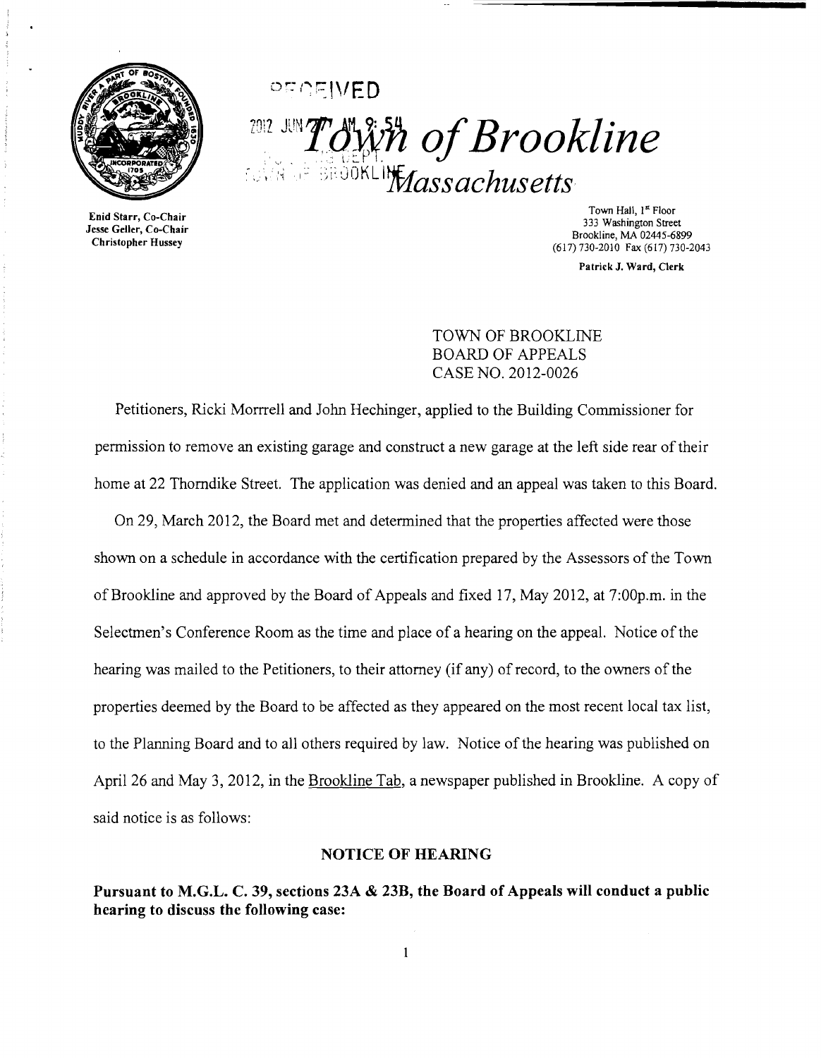# Town of Brookline

## Massachusetts

Enid Starr, Co-Chair
Jesse Geller, Co-Chair
Christopher Hussey

Town Hall, 1st Floor
333 Washington Street
Brookline, MA 02445-6899
(617) 730-2010 Fax (617) 730-2043

Patrick J. Ward, Clerk

TOWN OF BROOKLINE
BOARD OF APPEALS
CASE NO. 2012-0026

Petitioners, Ricki Morrell and John Hechinger, applied to the Building Commissioner for permission to remove an existing garage and construct a new garage at the left side rear of their home at 22 Thorndike Street. The application was denied and an appeal was taken to this Board.

On 29, March 2012, the Board met and determined that the properties affected were those shown on a schedule in accordance with the certification prepared by the Assessors of the Town of Brookline and approved by the Board of Appeals and fixed 17, May 2012, at 7:00p.m. in the Selectmen's Conference Room as the time and place of a hearing on the appeal. Notice of the hearing was mailed to the Petitioners, to their attorney (if any) of record, to the owners of the properties deemed by the Board to be affected as they appeared on the most recent local tax list, to the Planning Board and to all others required by law. Notice of the hearing was published on April 26 and May 3, 2012, in the Brookline Tab, a newspaper published in Brookline. A copy of said notice is as follows:

**NOTICE OF HEARING**

**Pursuant to M.G.L. C. 39, sections 23A & 23B, the Board of Appeals will conduct a public hearing to discuss the following case:**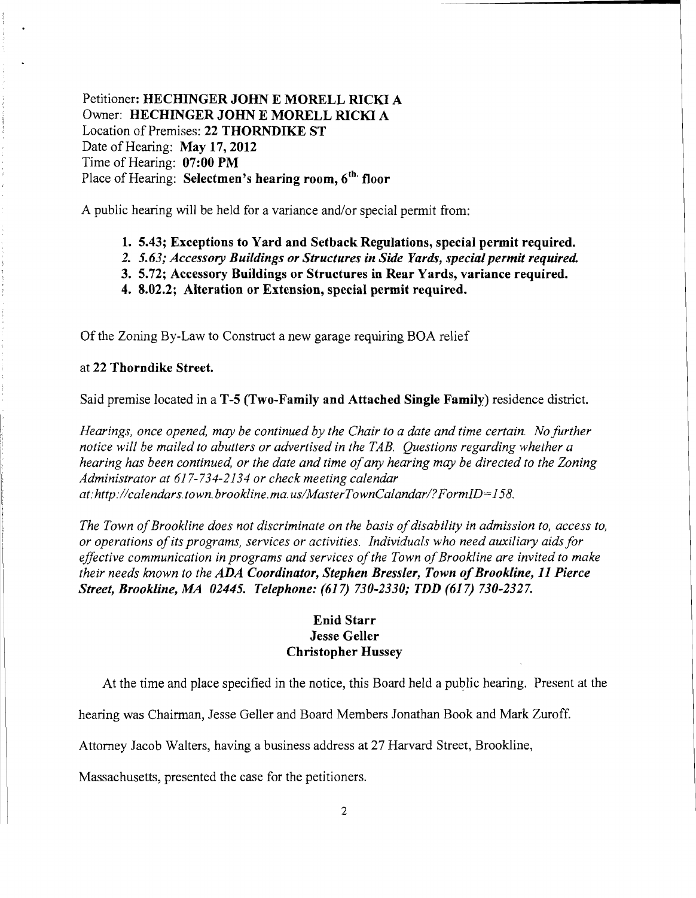Petitioner: **HECHINGER JOHN E MORELL RICKI A**
Owner: **HECHINGER JOHN E MORELL RICKI A**
Location of Premises: **22 THORNDIKE ST**
Date of Hearing: **May 17, 2012**
Time of Hearing: **07:00 PM**
Place of Hearing: **Selectmen's hearing room, 6th floor**

A public hearing will be held for a variance and/or special permit from:

1. **5.43; Exceptions to Yard and Setback Regulations, special permit required.**
2. *5.63; Accessory Buildings or Structures in Side Yards, special permit required.*
3. **5.72; Accessory Buildings or Structures in Rear Yards, variance required.**
4. **8.02.2; Alteration or Extension, special permit required.**

Of the Zoning By-Law to Construct a new garage requiring BOA relief

at **22 Thorndike Street.**

Said premise located in a **T-5 (Two-Family and Attached Single Family)** residence district.

*Hearings, once opened, may be continued by the Chair to a date and time certain. No further notice will be mailed to abutters or advertised in the TAB. Questions regarding whether a hearing has been continued, or the date and time of any hearing may be directed to the Zoning Administrator at 617-734-2134 or check meeting calendar at:http://calendars.town.brookline.ma.us/MasterTownCalandar/?FormID=158.*

*The Town of Brookline does not discriminate on the basis of disability in admission to, access to, or operations of its programs, services or activities. Individuals who need auxiliary aids for effective communication in programs and services of the Town of Brookline are invited to make their needs known to the* ***ADA Coordinator, Stephen Bressler, Town of Brookline, 11 Pierce Street, Brookline, MA 02445. Telephone: (617) 730-2330; TDD (617) 730-2327.***

**Enid Starr**
**Jesse Geller**
**Christopher Hussey**

At the time and place specified in the notice, this Board held a public hearing. Present at the hearing was Chairman, Jesse Geller and Board Members Jonathan Book and Mark Zuroff. Attorney Jacob Walters, having a business address at 27 Harvard Street, Brookline, Massachusetts, presented the case for the petitioners.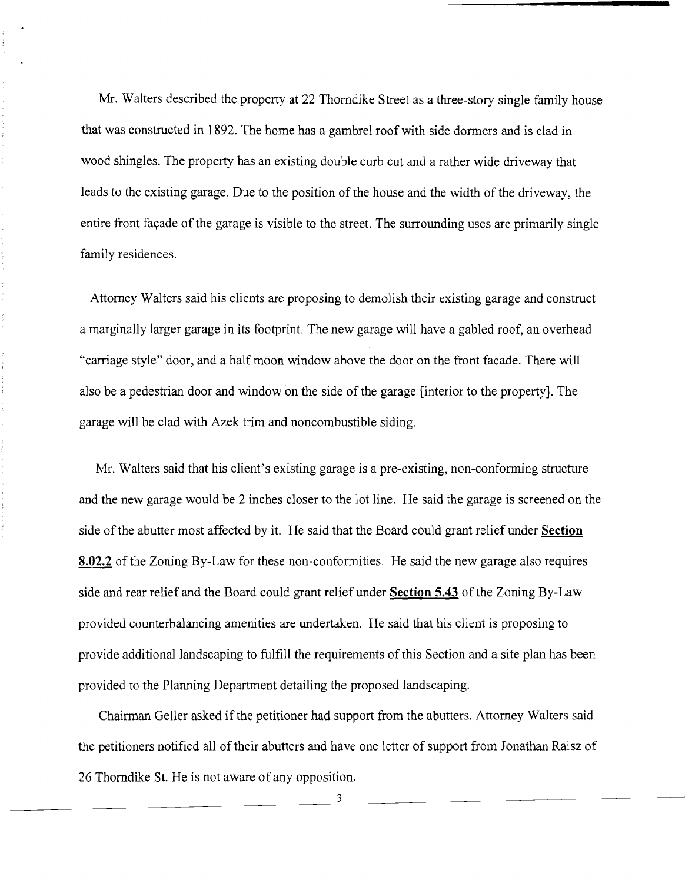Mr. Walters described the property at 22 Thorndike Street as a three-story single family house that was constructed in 1892. The home has a gambrel roof with side dormers and is clad in wood shingles. The property has an existing double curb cut and a rather wide driveway that leads to the existing garage. Due to the position of the house and the width of the driveway, the entire front façade of the garage is visible to the street. The surrounding uses are primarily single family residences.

Attorney Walters said his clients are proposing to demolish their existing garage and construct a marginally larger garage in its footprint. The new garage will have a gabled roof, an overhead "carriage style" door, and a half moon window above the door on the front facade. There will also be a pedestrian door and window on the side of the garage [interior to the property]. The garage will be clad with Azek trim and noncombustible siding.

Mr. Walters said that his client's existing garage is a pre-existing, non-conforming structure and the new garage would be 2 inches closer to the lot line. He said the garage is screened on the side of the abutter most affected by it. He said that the Board could grant relief under **Section 8.02.2** of the Zoning By-Law for these non-conformities. He said the new garage also requires side and rear relief and the Board could grant relief under **Section 5.43** of the Zoning By-Law provided counterbalancing amenities are undertaken. He said that his client is proposing to provide additional landscaping to fulfill the requirements of this Section and a site plan has been provided to the Planning Department detailing the proposed landscaping.

Chairman Geller asked if the petitioner had support from the abutters. Attorney Walters said the petitioners notified all of their abutters and have one letter of support from Jonathan Raisz of 26 Thorndike St. He is not aware of any opposition.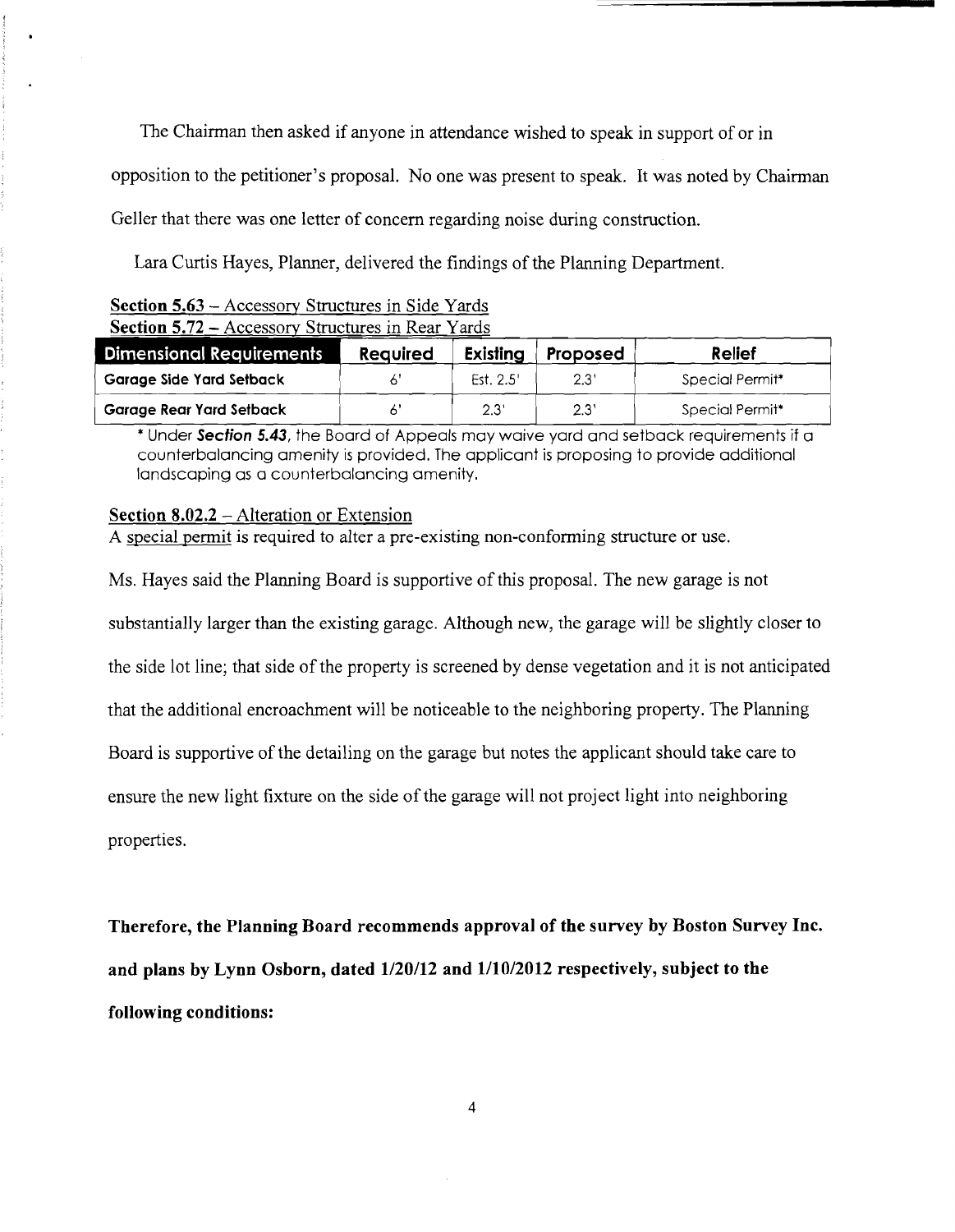The Chairman then asked if anyone in attendance wished to speak in support of or in opposition to the petitioner's proposal. No one was present to speak. It was noted by Chairman Geller that there was one letter of concern regarding noise during construction.

Lara Curtis Hayes, Planner, delivered the findings of the Planning Department.

Section 5.63 – Accessory Structures in Side Yards
Section 5.72 – Accessory Structures in Rear Yards

| Dimensional Requirements | Required | Existing | Proposed | Relief |
|---|---|---|---|---|
| Garage Side Yard Setback | 6' | Est. 2.5' | 2.3' | Special Permit* |
| Garage Rear Yard Setback | 6' | 2.3' | 2.3' | Special Permit* |

* Under ***Section 5.43***, the Board of Appeals may waive yard and setback requirements if a counterbalancing amenity is provided. The applicant is proposing to provide additional landscaping as a counterbalancing amenity.

Section 8.02.2 – Alteration or Extension
A special permit is required to alter a pre-existing non-conforming structure or use.

Ms. Hayes said the Planning Board is supportive of this proposal. The new garage is not substantially larger than the existing garage. Although new, the garage will be slightly closer to the side lot line; that side of the property is screened by dense vegetation and it is not anticipated that the additional encroachment will be noticeable to the neighboring property. The Planning Board is supportive of the detailing on the garage but notes the applicant should take care to ensure the new light fixture on the side of the garage will not project light into neighboring properties.

**Therefore, the Planning Board recommends approval of the survey by Boston Survey Inc. and plans by Lynn Osborn, dated 1/20/12 and 1/10/2012 respectively, subject to the following conditions:**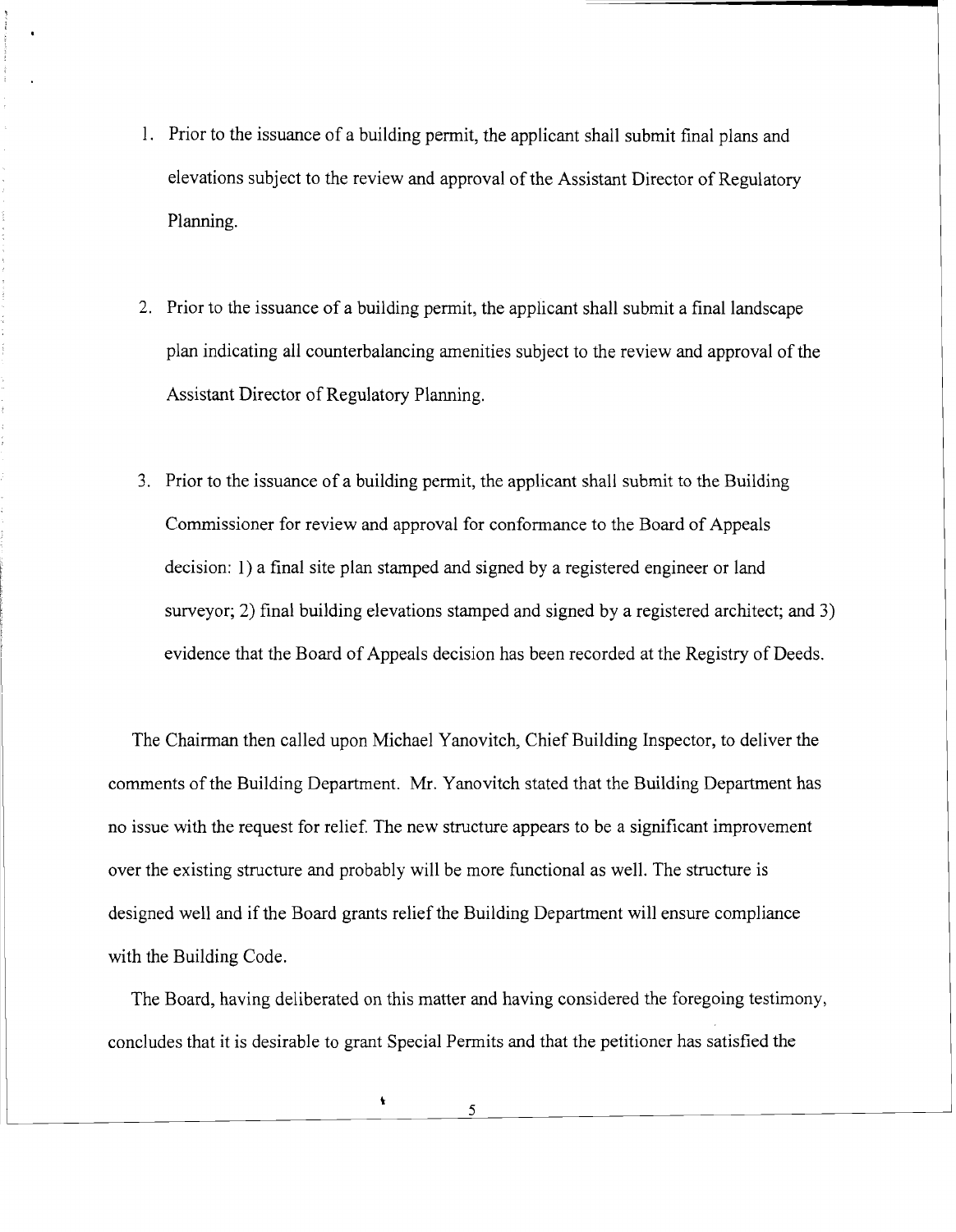1. Prior to the issuance of a building permit, the applicant shall submit final plans and elevations subject to the review and approval of the Assistant Director of Regulatory Planning.

2. Prior to the issuance of a building permit, the applicant shall submit a final landscape plan indicating all counterbalancing amenities subject to the review and approval of the Assistant Director of Regulatory Planning.

3. Prior to the issuance of a building permit, the applicant shall submit to the Building Commissioner for review and approval for conformance to the Board of Appeals decision: 1) a final site plan stamped and signed by a registered engineer or land surveyor; 2) final building elevations stamped and signed by a registered architect; and 3) evidence that the Board of Appeals decision has been recorded at the Registry of Deeds.

The Chairman then called upon Michael Yanovitch, Chief Building Inspector, to deliver the comments of the Building Department. Mr. Yanovitch stated that the Building Department has no issue with the request for relief. The new structure appears to be a significant improvement over the existing structure and probably will be more functional as well. The structure is designed well and if the Board grants relief the Building Department will ensure compliance with the Building Code.

The Board, having deliberated on this matter and having considered the foregoing testimony, concludes that it is desirable to grant Special Permits and that the petitioner has satisfied the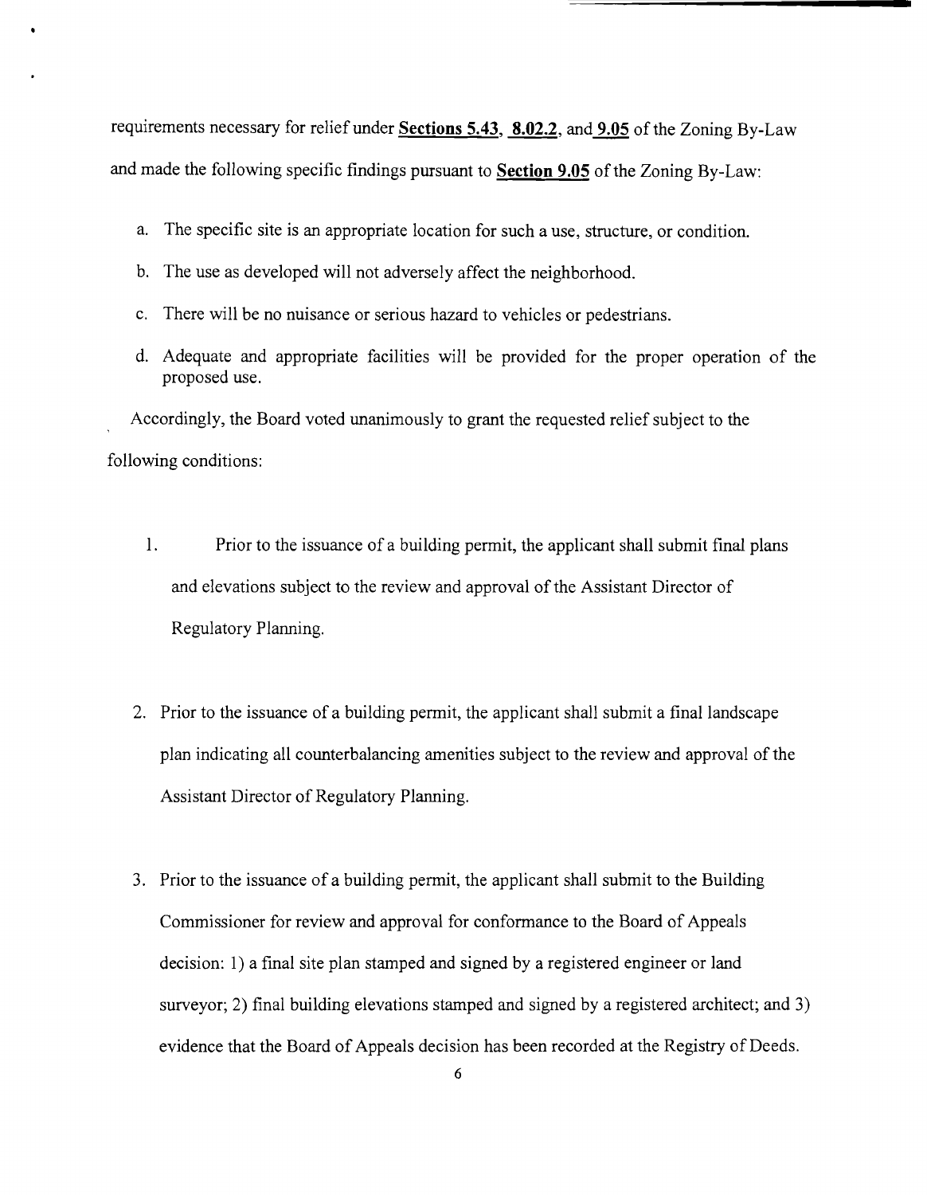requirements necessary for relief under **Sections 5.43**, **8.02.2**, and **9.05** of the Zoning By-Law and made the following specific findings pursuant to **Section 9.05** of the Zoning By-Law:

a. The specific site is an appropriate location for such a use, structure, or condition.

b. The use as developed will not adversely affect the neighborhood.

c. There will be no nuisance or serious hazard to vehicles or pedestrians.

d. Adequate and appropriate facilities will be provided for the proper operation of the proposed use.

Accordingly, the Board voted unanimously to grant the requested relief subject to the following conditions:

1. Prior to the issuance of a building permit, the applicant shall submit final plans and elevations subject to the review and approval of the Assistant Director of Regulatory Planning.

2. Prior to the issuance of a building permit, the applicant shall submit a final landscape plan indicating all counterbalancing amenities subject to the review and approval of the Assistant Director of Regulatory Planning.

3. Prior to the issuance of a building permit, the applicant shall submit to the Building Commissioner for review and approval for conformance to the Board of Appeals decision: 1) a final site plan stamped and signed by a registered engineer or land surveyor; 2) final building elevations stamped and signed by a registered architect; and 3) evidence that the Board of Appeals decision has been recorded at the Registry of Deeds.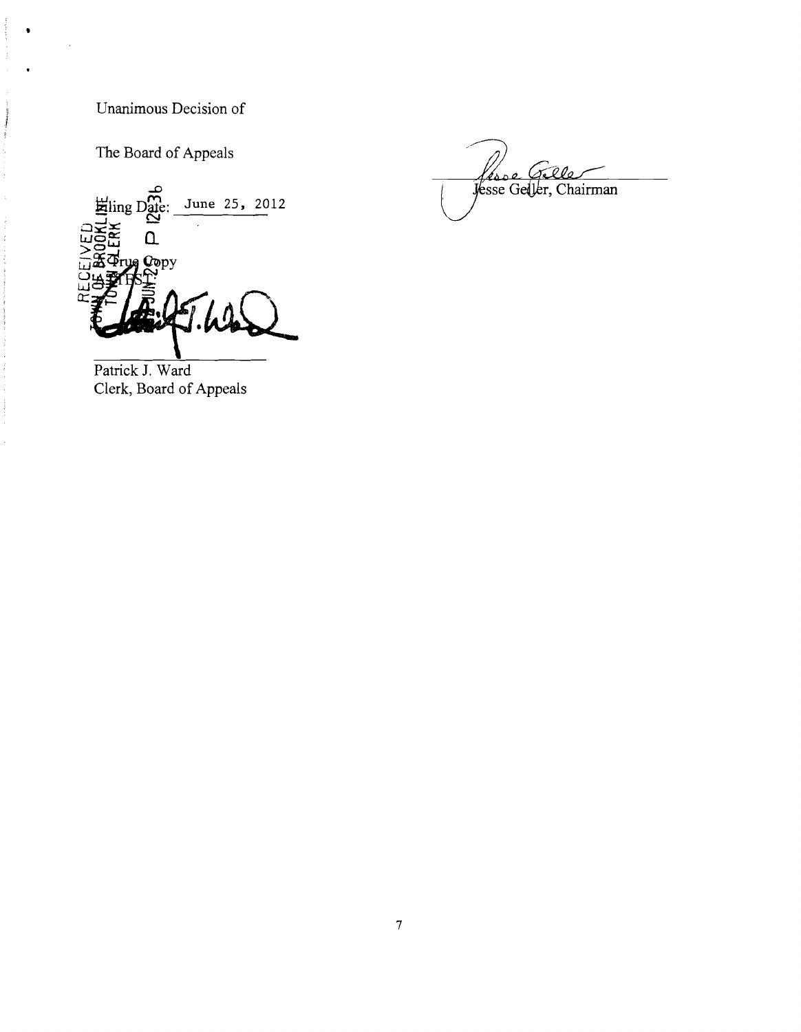Unanimous Decision of

The Board of Appeals

Jesse Geller, Chairman

Filing Date: June 25, 2012

A True Copy
ATTEST:

RECEIVED
TOWN OF BROOKLINE
TOWN CLERK
2012 JUN 25 P 12:36

Patrick J. Ward
Clerk, Board of Appeals